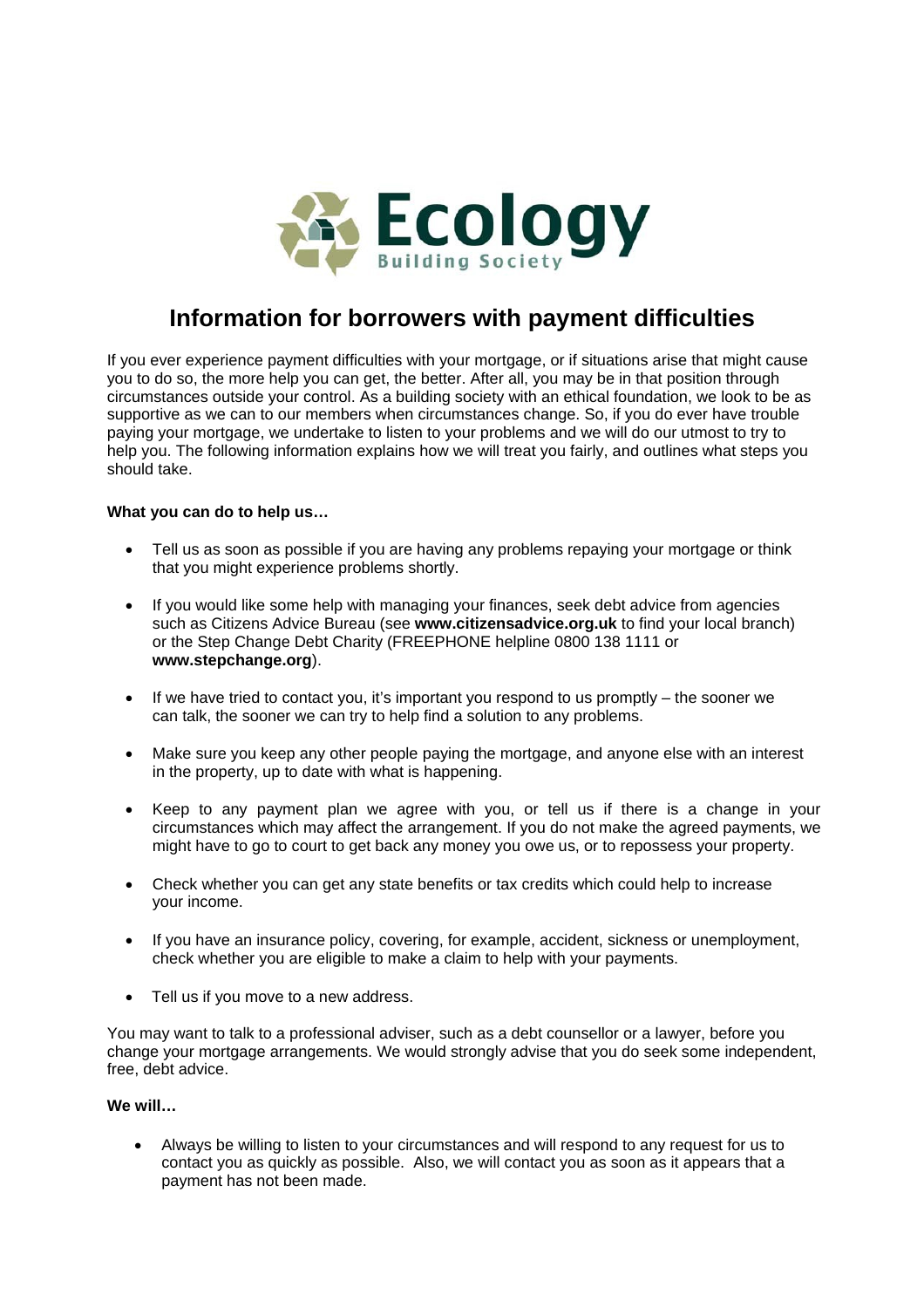Ecology Building Society

# Information for borrowers with payment difficulties

If you ever experience payment difficulties with your mortgage, or if situations arise that might cause you to do so, the more help you can get, the better. After all, you may be in that position through circumstances outside your control. As a building society with an ethical foundation, we look to be as supportive as we can to our members when circumstances change. So, if you do ever have trouble paying your mortgage, we undertake to listen to your problems and we will do our utmost to try to help you. The following information explains how we will treat you fairly, and outlines what steps you should take.

**What you can do to help us…**

- Tell us as soon as possible if you are having any problems repaying your mortgage or think that you might experience problems shortly.
- If you would like some help with managing your finances, seek debt advice from agencies such as Citizens Advice Bureau (see **www.citizensadvice.org.uk** to find your local branch) or the Step Change Debt Charity (FREEPHONE helpline 0800 138 1111 or **www.stepchange.org**).
- If we have tried to contact you, it's important you respond to us promptly – the sooner we can talk, the sooner we can try to help find a solution to any problems.
- Make sure you keep any other people paying the mortgage, and anyone else with an interest in the property, up to date with what is happening.
- Keep to any payment plan we agree with you, or tell us if there is a change in your circumstances which may affect the arrangement. If you do not make the agreed payments, we might have to go to court to get back any money you owe us, or to repossess your property.
- Check whether you can get any state benefits or tax credits which could help to increase your income.
- If you have an insurance policy, covering, for example, accident, sickness or unemployment, check whether you are eligible to make a claim to help with your payments.
- Tell us if you move to a new address.

You may want to talk to a professional adviser, such as a debt counsellor or a lawyer, before you change your mortgage arrangements. We would strongly advise that you do seek some independent, free, debt advice.

**We will…**

- Always be willing to listen to your circumstances and will respond to any request for us to contact you as quickly as possible. Also, we will contact you as soon as it appears that a payment has not been made.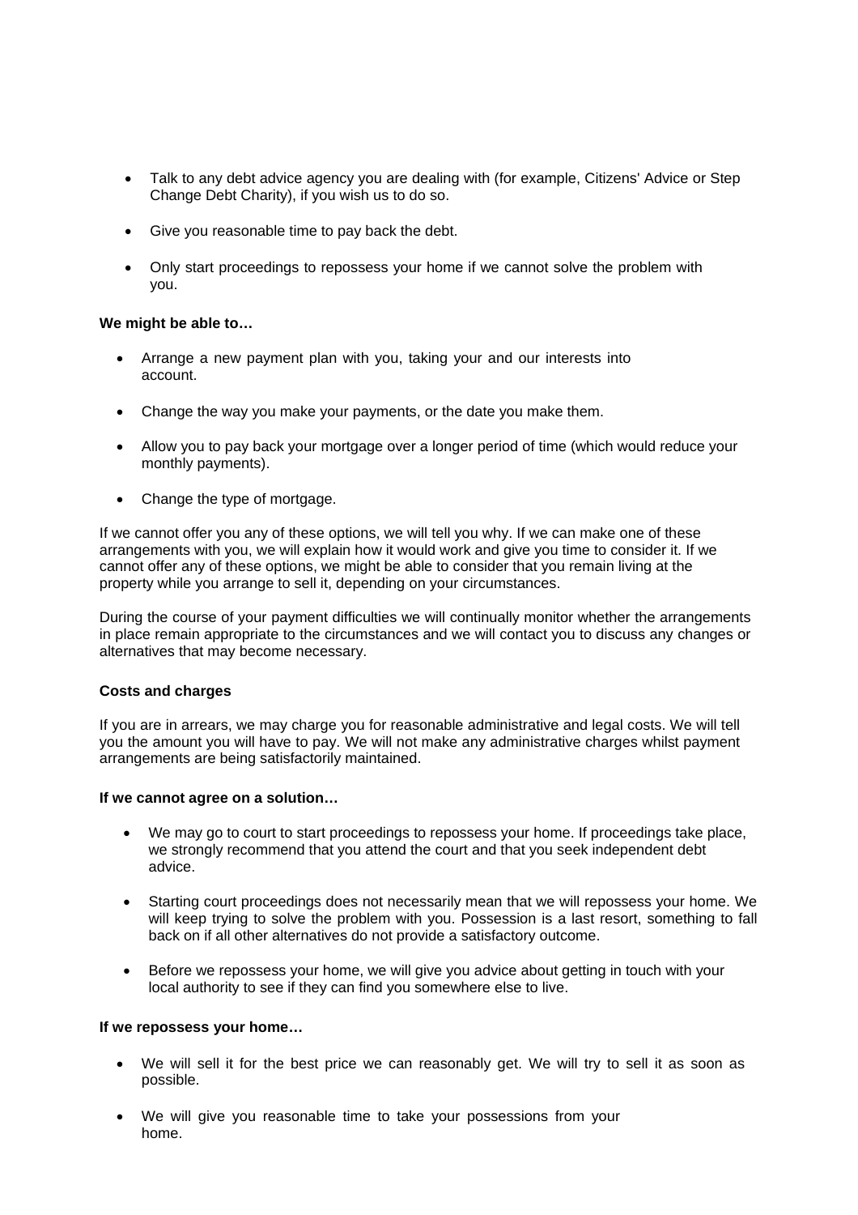- Talk to any debt advice agency you are dealing with (for example, Citizens' Advice or Step Change Debt Charity), if you wish us to do so.

- Give you reasonable time to pay back the debt.

- Only start proceedings to repossess your home if we cannot solve the problem with you.

**We might be able to…**

- Arrange a new payment plan with you, taking your and our interests into account.

- Change the way you make your payments, or the date you make them.

- Allow you to pay back your mortgage over a longer period of time (which would reduce your monthly payments).

- Change the type of mortgage.

If we cannot offer you any of these options, we will tell you why. If we can make one of these arrangements with you, we will explain how it would work and give you time to consider it. If we cannot offer any of these options, we might be able to consider that you remain living at the property while you arrange to sell it, depending on your circumstances.

During the course of your payment difficulties we will continually monitor whether the arrangements in place remain appropriate to the circumstances and we will contact you to discuss any changes or alternatives that may become necessary.

**Costs and charges**

If you are in arrears, we may charge you for reasonable administrative and legal costs. We will tell you the amount you will have to pay. We will not make any administrative charges whilst payment arrangements are being satisfactorily maintained.

**If we cannot agree on a solution…**

- We may go to court to start proceedings to repossess your home. If proceedings take place, we strongly recommend that you attend the court and that you seek independent debt advice.

- Starting court proceedings does not necessarily mean that we will repossess your home. We will keep trying to solve the problem with you. Possession is a last resort, something to fall back on if all other alternatives do not provide a satisfactory outcome.

- Before we repossess your home, we will give you advice about getting in touch with your local authority to see if they can find you somewhere else to live.

**If we repossess your home…**

- We will sell it for the best price we can reasonably get. We will try to sell it as soon as possible.

- We will give you reasonable time to take your possessions from your home.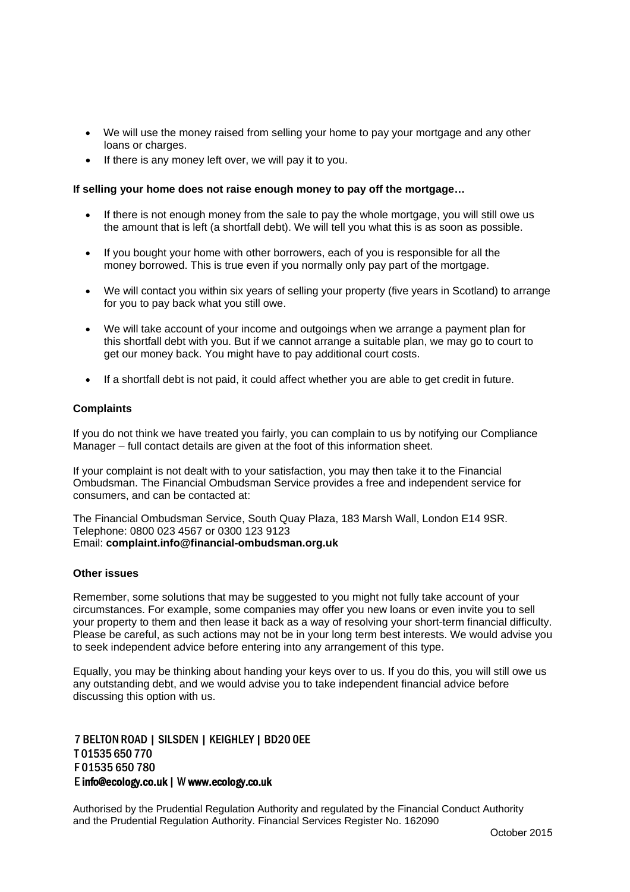- We will use the money raised from selling your home to pay your mortgage and any other loans or charges.
- If there is any money left over, we will pay it to you.

**If selling your home does not raise enough money to pay off the mortgage…**

- If there is not enough money from the sale to pay the whole mortgage, you will still owe us the amount that is left (a shortfall debt). We will tell you what this is as soon as possible.
- If you bought your home with other borrowers, each of you is responsible for all the money borrowed. This is true even if you normally only pay part of the mortgage.
- We will contact you within six years of selling your property (five years in Scotland) to arrange for you to pay back what you still owe.
- We will take account of your income and outgoings when we arrange a payment plan for this shortfall debt with you. But if we cannot arrange a suitable plan, we may go to court to get our money back. You might have to pay additional court costs.
- If a shortfall debt is not paid, it could affect whether you are able to get credit in future.

**Complaints**

If you do not think we have treated you fairly, you can complain to us by notifying our Compliance Manager – full contact details are given at the foot of this information sheet.

If your complaint is not dealt with to your satisfaction, you may then take it to the Financial Ombudsman. The Financial Ombudsman Service provides a free and independent service for consumers, and can be contacted at:

The Financial Ombudsman Service, South Quay Plaza, 183 Marsh Wall, London E14 9SR.
Telephone: 0800 023 4567 or 0300 123 9123
Email: **complaint.info@financial-ombudsman.org.uk**

**Other issues**

Remember, some solutions that may be suggested to you might not fully take account of your circumstances. For example, some companies may offer you new loans or even invite you to sell your property to them and then lease it back as a way of resolving your short-term financial difficulty. Please be careful, as such actions may not be in your long term best interests. We would advise you to seek independent advice before entering into any arrangement of this type.

Equally, you may be thinking about handing your keys over to us. If you do this, you will still owe us any outstanding debt, and we would advise you to take independent financial advice before discussing this option with us.

7 BELTON ROAD | SILSDEN | KEIGHLEY | BD20 0EE
T 01535 650 770
F 01535 650 780
E info@ecology.co.uk | W www.ecology.co.uk

Authorised by the Prudential Regulation Authority and regulated by the Financial Conduct Authority and the Prudential Regulation Authority. Financial Services Register No. 162090

October 2015